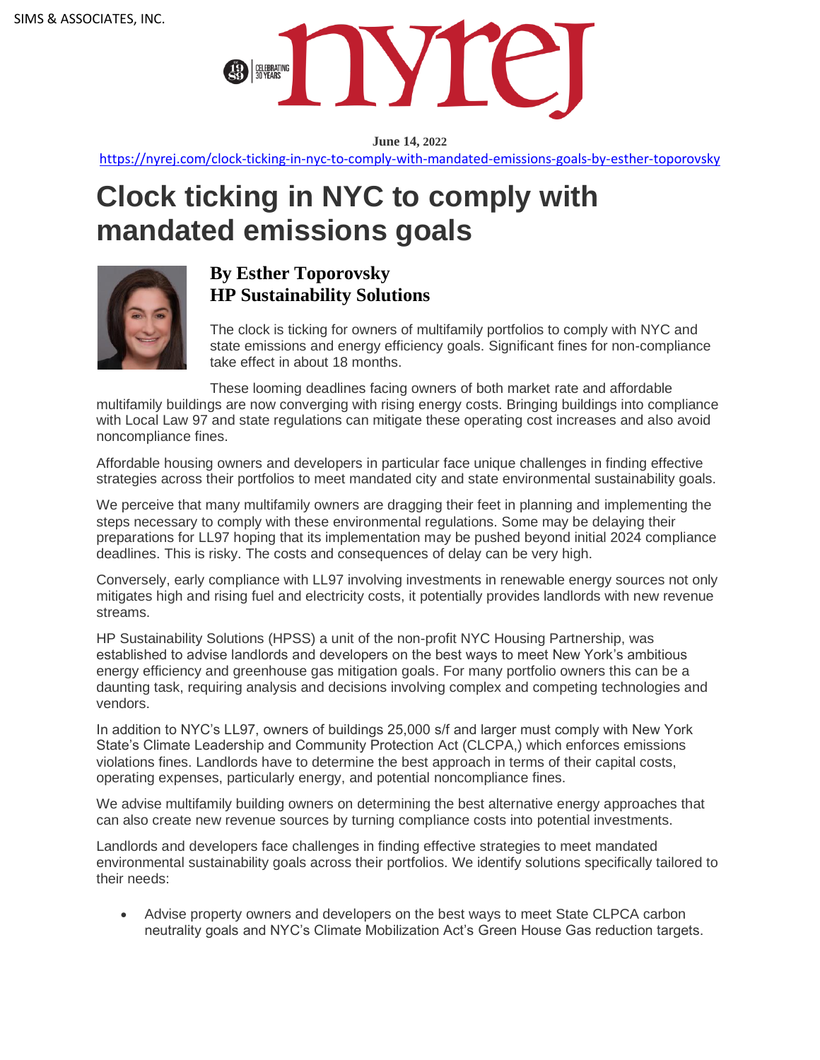SIMS & ASSOCIATES, INC.

**June 14, 2022**

https://nyrej.com/clock-ticking-in-nyc-to-comply-with-mandated-emissions-goals-by-esther-toporovsky

# Clock ticking in NYC to comply with mandated emissions goals

**By Esther Toporovsky**
**HP Sustainability Solutions**

The clock is ticking for owners of multifamily portfolios to comply with NYC and state emissions and energy efficiency goals. Significant fines for non-compliance take effect in about 18 months.

These looming deadlines facing owners of both market rate and affordable multifamily buildings are now converging with rising energy costs. Bringing buildings into compliance with Local Law 97 and state regulations can mitigate these operating cost increases and also avoid noncompliance fines.

Affordable housing owners and developers in particular face unique challenges in finding effective strategies across their portfolios to meet mandated city and state environmental sustainability goals.

We perceive that many multifamily owners are dragging their feet in planning and implementing the steps necessary to comply with these environmental regulations. Some may be delaying their preparations for LL97 hoping that its implementation may be pushed beyond initial 2024 compliance deadlines. This is risky. The costs and consequences of delay can be very high.

Conversely, early compliance with LL97 involving investments in renewable energy sources not only mitigates high and rising fuel and electricity costs, it potentially provides landlords with new revenue streams.

HP Sustainability Solutions (HPSS) a unit of the non-profit NYC Housing Partnership, was established to advise landlords and developers on the best ways to meet New York's ambitious energy efficiency and greenhouse gas mitigation goals. For many portfolio owners this can be a daunting task, requiring analysis and decisions involving complex and competing technologies and vendors.

In addition to NYC's LL97, owners of buildings 25,000 s/f and larger must comply with New York State's Climate Leadership and Community Protection Act (CLCPA,) which enforces emissions violations fines. Landlords have to determine the best approach in terms of their capital costs, operating expenses, particularly energy, and potential noncompliance fines.

We advise multifamily building owners on determining the best alternative energy approaches that can also create new revenue sources by turning compliance costs into potential investments.

Landlords and developers face challenges in finding effective strategies to meet mandated environmental sustainability goals across their portfolios. We identify solutions specifically tailored to their needs:

- Advise property owners and developers on the best ways to meet State CLPCA carbon neutrality goals and NYC's Climate Mobilization Act's Green House Gas reduction targets.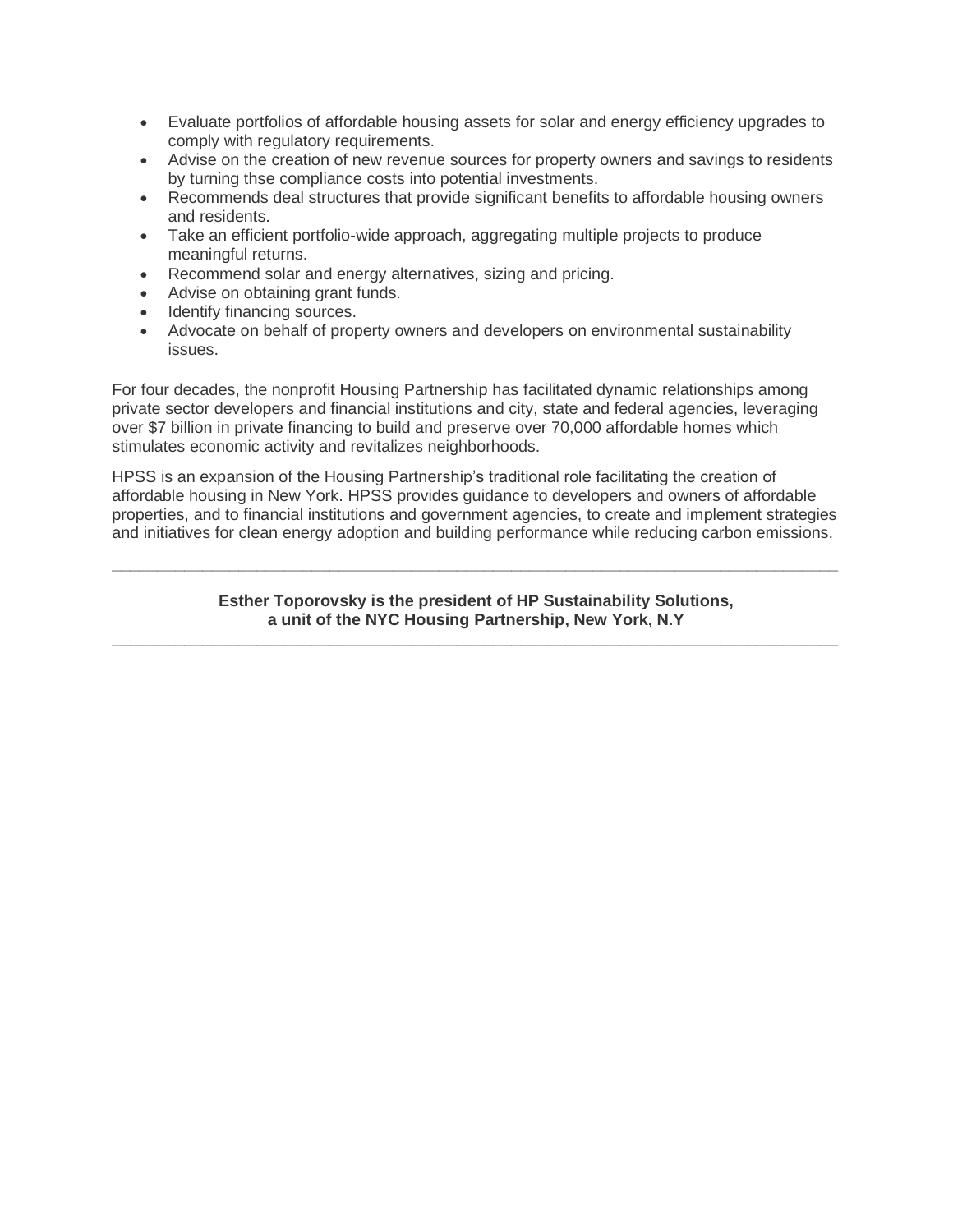- Evaluate portfolios of affordable housing assets for solar and energy efficiency upgrades to comply with regulatory requirements.
- Advise on the creation of new revenue sources for property owners and savings to residents by turning thse compliance costs into potential investments.
- Recommends deal structures that provide significant benefits to affordable housing owners and residents.
- Take an efficient portfolio-wide approach, aggregating multiple projects to produce meaningful returns.
- Recommend solar and energy alternatives, sizing and pricing.
- Advise on obtaining grant funds.
- Identify financing sources.
- Advocate on behalf of property owners and developers on environmental sustainability issues.

For four decades, the nonprofit Housing Partnership has facilitated dynamic relationships among private sector developers and financial institutions and city, state and federal agencies, leveraging over $7 billion in private financing to build and preserve over 70,000 affordable homes which stimulates economic activity and revitalizes neighborhoods.

HPSS is an expansion of the Housing Partnership's traditional role facilitating the creation of affordable housing in New York. HPSS provides guidance to developers and owners of affordable properties, and to financial institutions and government agencies, to create and implement strategies and initiatives for clean energy adoption and building performance while reducing carbon emissions.

---

**Esther Toporovsky is the president of HP Sustainability Solutions, a unit of the NYC Housing Partnership, New York, N.Y**

---